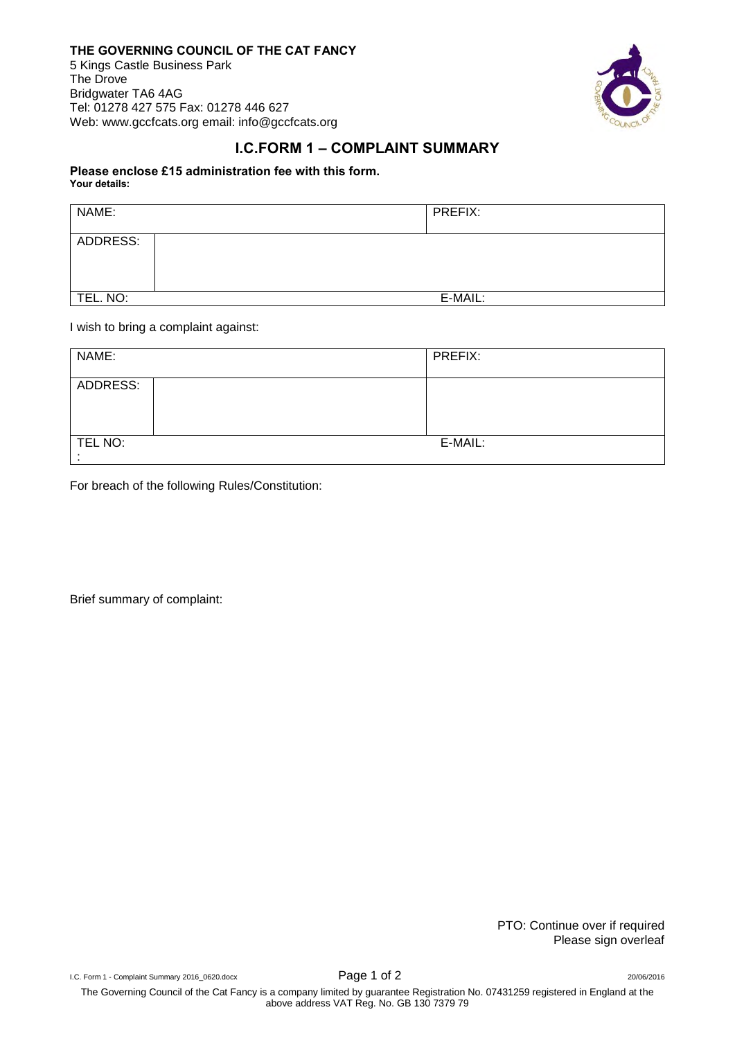**THE GOVERNING COUNCIL OF THE CAT FANCY**
5 Kings Castle Business Park
The Drove
Bridgwater TA6 4AG
Tel: 01278 427 575 Fax: 01278 446 627
Web: www.gccfcats.org email: info@gccfcats.org

# I.C.FORM 1 – COMPLAINT SUMMARY

**Please enclose £15 administration fee with this form.**
**Your details:**

| NAME: | | PREFIX: |
|---|---|---|
| ADDRESS: | | |
| TEL. NO: | | E-MAIL: |

I wish to bring a complaint against:

| NAME: | | PREFIX: |
|---|---|---|
| ADDRESS: | | |
| TEL NO: | | E-MAIL: |

For breach of the following Rules/Constitution:

Brief summary of complaint:

PTO: Continue over if required
Please sign overleaf

The Governing Council of the Cat Fancy is a company limited by guarantee Registration No. 07431259 registered in England at the above address VAT Reg. No. GB 130 7379 79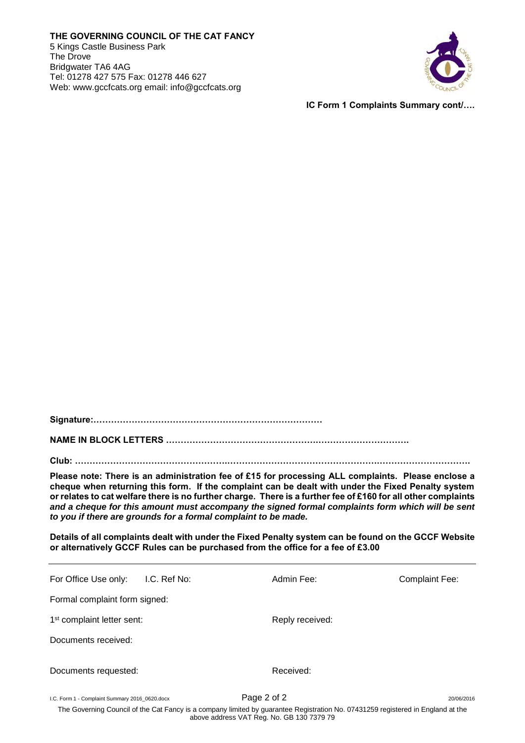**THE GOVERNING COUNCIL OF THE CAT FANCY**
5 Kings Castle Business Park
The Drove
Bridgwater TA6 4AG
Tel: 01278 427 575 Fax: 01278 446 627
Web: www.gccfcats.org email: info@gccfcats.org

**IC Form 1 Complaints Summary cont/….**

**Signature:……………………………………………………………………**

**NAME IN BLOCK LETTERS ……………………………………………………………………….**

**Club: …………………………………………………………………………………………………………………….**

**Please note: There is an administration fee of £15 for processing ALL complaints. Please enclose a cheque when returning this form. If the complaint can be dealt with under the Fixed Penalty system or relates to cat welfare there is no further charge. There is a further fee of £160 for all other complaints** ***and a cheque for this amount must accompany the signed formal complaints form which will be sent to you if there are grounds for a formal complaint to be made.***

**Details of all complaints dealt with under the Fixed Penalty system can be found on the GCCF Website or alternatively GCCF Rules can be purchased from the office for a fee of £3.00**

---

For Office Use only: I.C. Ref No: Admin Fee: Complaint Fee:

Formal complaint form signed:

1st complaint letter sent: Reply received:

Documents received:

Documents requested: Received:

I.C. Form 1 - Complaint Summary 2016_0620.docx 20/06/2016

The Governing Council of the Cat Fancy is a company limited by guarantee Registration No. 07431259 registered in England at the above address VAT Reg. No. GB 130 7379 79